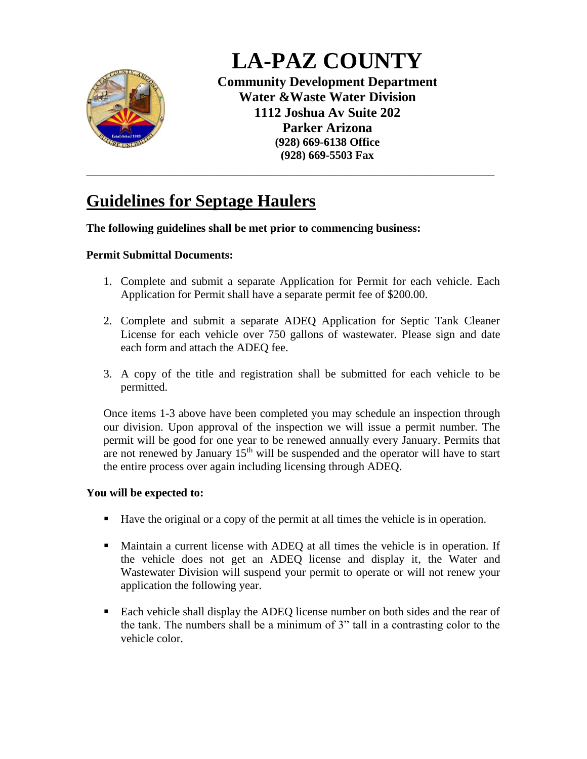# LA-PAZ COUNTY

**Community Development Department**
**Water &Waste Water Division**
**1112 Joshua Av Suite 202**
**Parker Arizona**
**(928) 669-6138 Office**
**(928) 669-5503 Fax**

---

## Guidelines for Septage Haulers

**The following guidelines shall be met prior to commencing business:**

**Permit Submittal Documents:**

1. Complete and submit a separate Application for Permit for each vehicle. Each Application for Permit shall have a separate permit fee of $200.00.

2. Complete and submit a separate ADEQ Application for Septic Tank Cleaner License for each vehicle over 750 gallons of wastewater. Please sign and date each form and attach the ADEQ fee.

3. A copy of the title and registration shall be submitted for each vehicle to be permitted.

Once items 1-3 above have been completed you may schedule an inspection through our division. Upon approval of the inspection we will issue a permit number. The permit will be good for one year to be renewed annually every January. Permits that are not renewed by January 15th will be suspended and the operator will have to start the entire process over again including licensing through ADEQ.

**You will be expected to:**

- Have the original or a copy of the permit at all times the vehicle is in operation.
- Maintain a current license with ADEQ at all times the vehicle is in operation. If the vehicle does not get an ADEQ license and display it, the Water and Wastewater Division will suspend your permit to operate or will not renew your application the following year.
- Each vehicle shall display the ADEQ license number on both sides and the rear of the tank. The numbers shall be a minimum of 3" tall in a contrasting color to the vehicle color.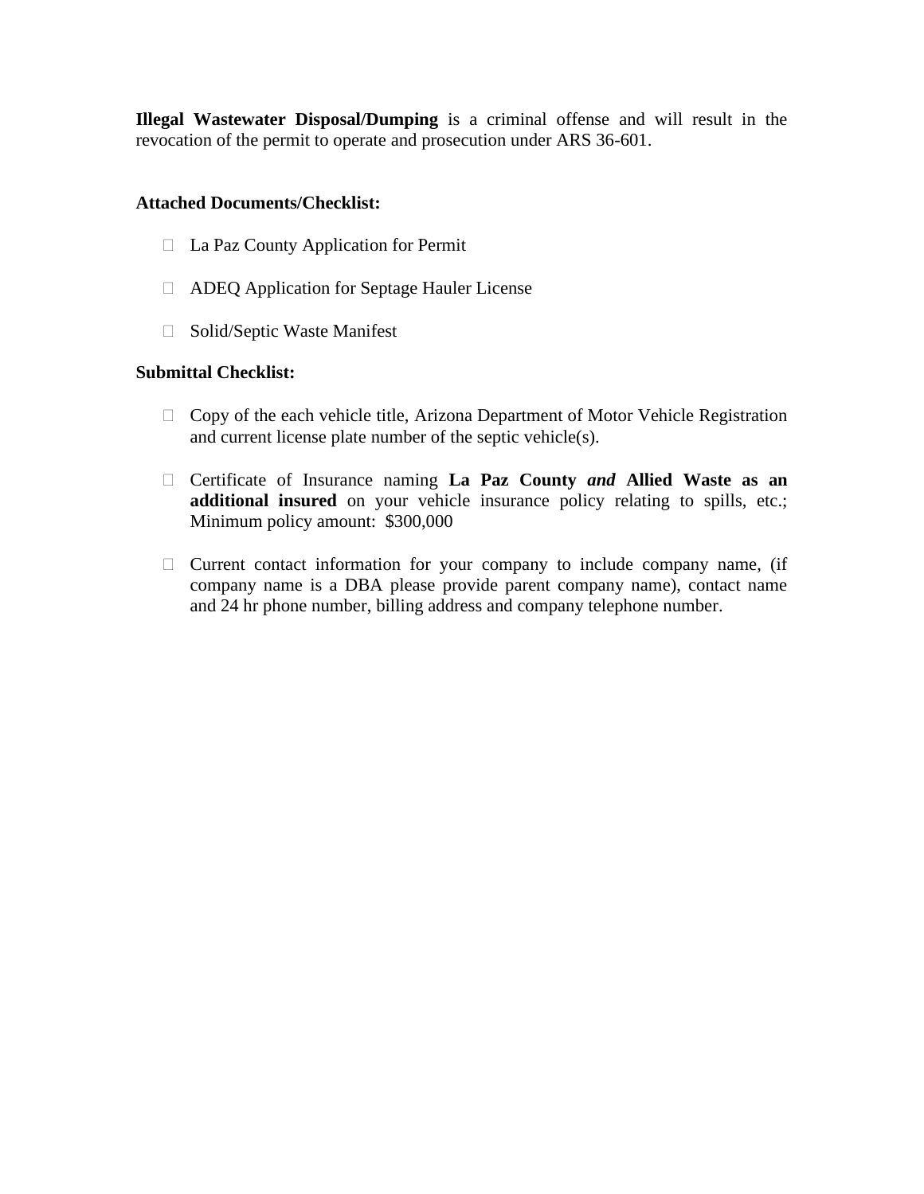**Illegal Wastewater Disposal/Dumping** is a criminal offense and will result in the revocation of the permit to operate and prosecution under ARS 36-601.

**Attached Documents/Checklist:**

- ☐ La Paz County Application for Permit
- ☐ ADEQ Application for Septage Hauler License
- ☐ Solid/Septic Waste Manifest

**Submittal Checklist:**

- ☐ Copy of the each vehicle title, Arizona Department of Motor Vehicle Registration and current license plate number of the septic vehicle(s).
- ☐ Certificate of Insurance naming **La Paz County** ***and*** **Allied Waste as an additional insured** on your vehicle insurance policy relating to spills, etc.; Minimum policy amount: $300,000
- ☐ Current contact information for your company to include company name, (if company name is a DBA please provide parent company name), contact name and 24 hr phone number, billing address and company telephone number.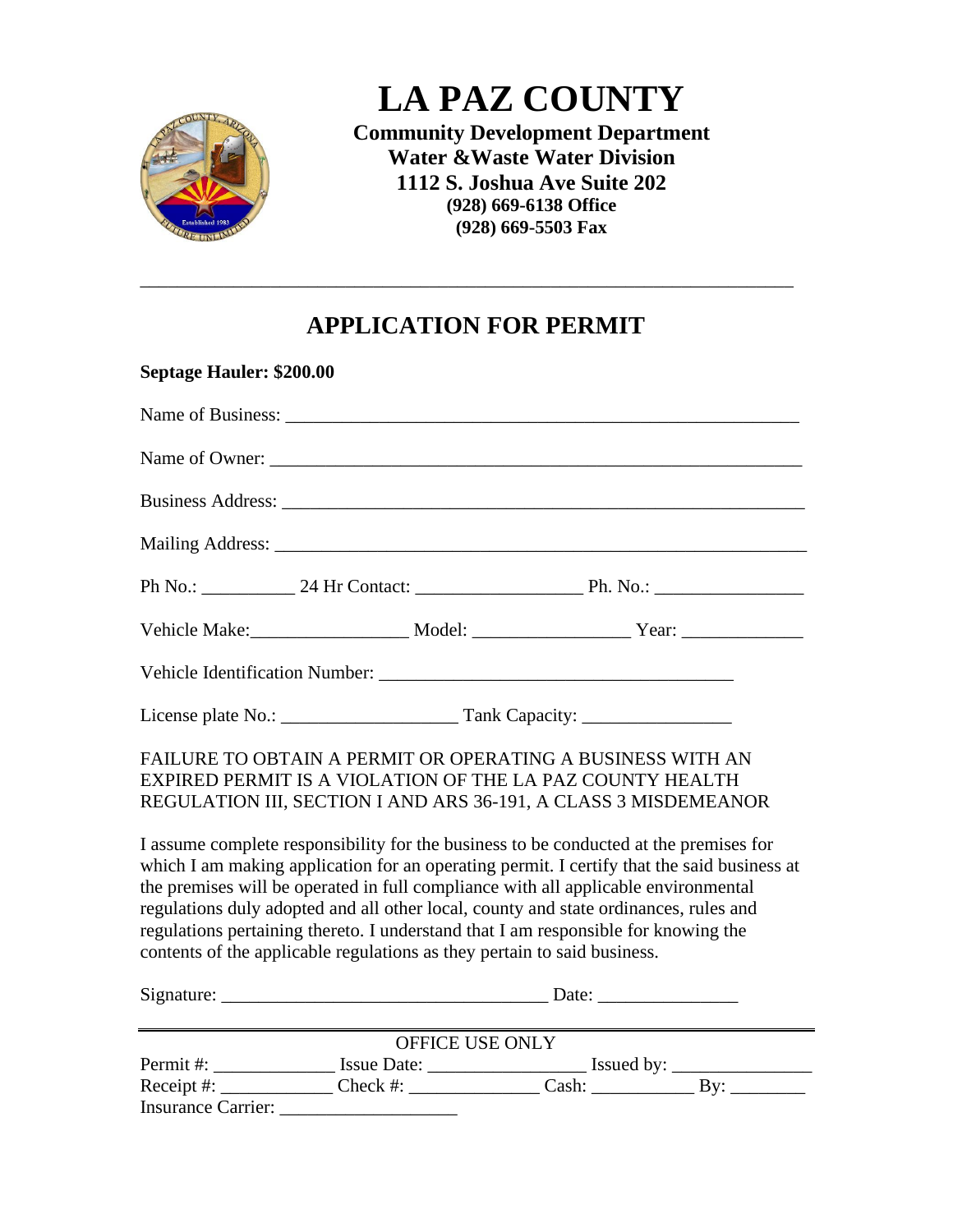# LA PAZ COUNTY

**Community Development Department**
**Water &Waste Water Division**
**1112 S. Joshua Ave Suite 202**
**(928) 669-6138 Office**
**(928) 669-5503 Fax**

---

## APPLICATION FOR PERMIT

**Septage Hauler: $200.00**

Name of Business: ____________________________________________________

Name of Owner: ______________________________________________________

Business Address: _____________________________________________________

Mailing Address: ______________________________________________________

Ph No.: __________ 24 Hr Contact: _________________ Ph. No.: ________________

Vehicle Make:________________ Model: ________________ Year: _____________

Vehicle Identification Number: ______________________________________

License plate No.: __________________ Tank Capacity: ________________

FAILURE TO OBTAIN A PERMIT OR OPERATING A BUSINESS WITH AN EXPIRED PERMIT IS A VIOLATION OF THE LA PAZ COUNTY HEALTH REGULATION III, SECTION I AND ARS 36-191, A CLASS 3 MISDEMEANOR

I assume complete responsibility for the business to be conducted at the premises for which I am making application for an operating permit. I certify that the said business at the premises will be operated in full compliance with all applicable environmental regulations duly adopted and all other local, county and state ordinances, rules and regulations pertaining thereto. I understand that I am responsible for knowing the contents of the applicable regulations as they pertain to said business.

Signature: __________________________________ Date: _______________

---

OFFICE USE ONLY

Permit #: _____________ Issue Date: _________________ Issued by: _______________

Receipt #: ____________ Check #: ______________ Cash: ___________ By: ________

Insurance Carrier: ___________________